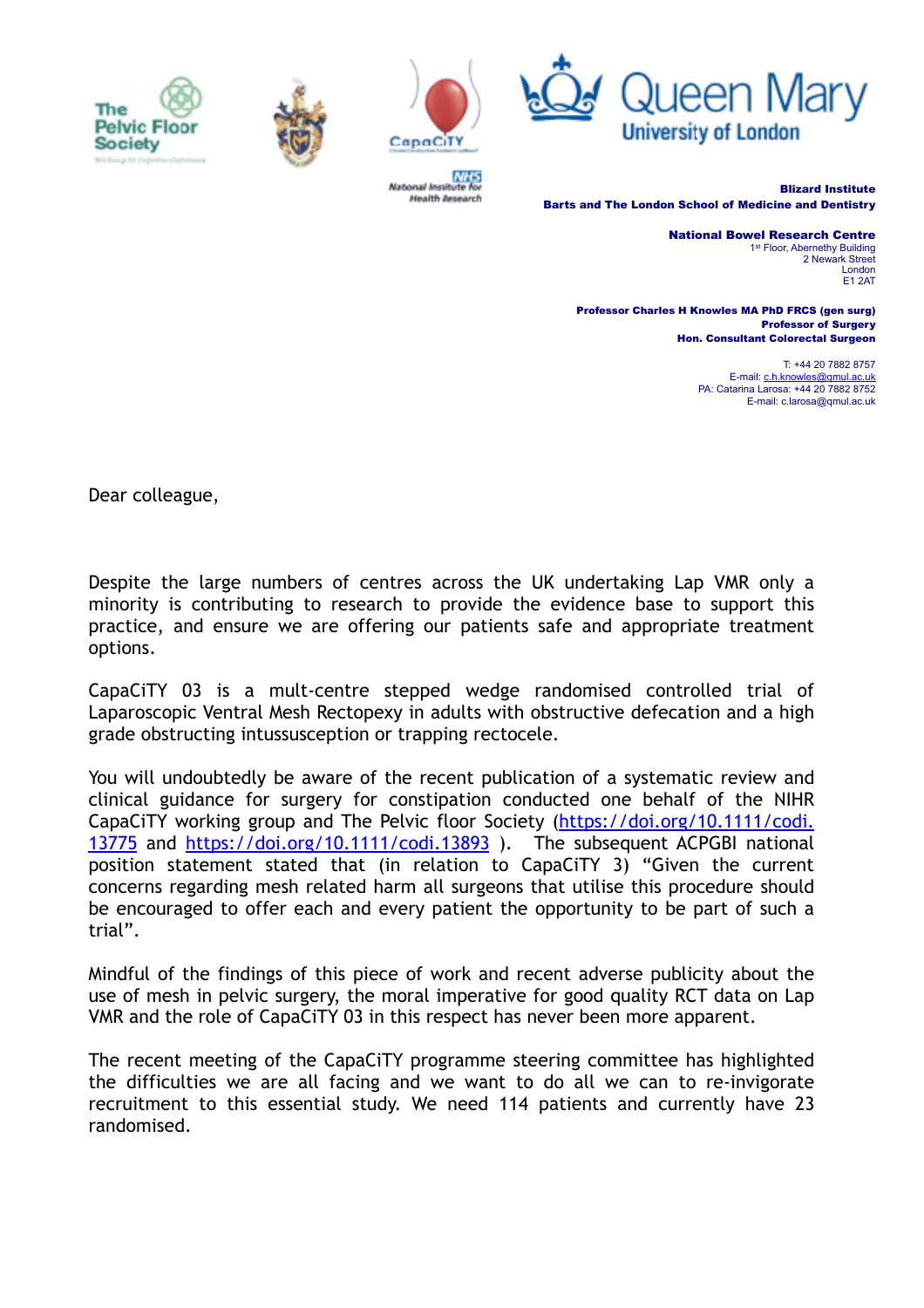The Pelvic Floor Society

CapaCiTY

NHS National Institute for Health Research

Queen Mary University of London

**Blizard Institute**
**Barts and The London School of Medicine and Dentistry**

**National Bowel Research Centre**
1st Floor, Abernethy Building
2 Newark Street
London
E1 2AT

**Professor Charles H Knowles MA PhD FRCS (gen surg)**
**Professor of Surgery**
**Hon. Consultant Colorectal Surgeon**

T: +44 20 7882 8757
E-mail: c.h.knowles@qmul.ac.uk
PA: Catarina Larosa: +44 20 7882 8752
E-mail: c.larosa@qmul.ac.uk

Dear colleague,

Despite the large numbers of centres across the UK undertaking Lap VMR only a minority is contributing to research to provide the evidence base to support this practice, and ensure we are offering our patients safe and appropriate treatment options.

CapaCiTY 03 is a mult-centre stepped wedge randomised controlled trial of Laparoscopic Ventral Mesh Rectopexy in adults with obstructive defecation and a high grade obstructing intussusception or trapping rectocele.

You will undoubtedly be aware of the recent publication of a systematic review and clinical guidance for surgery for constipation conducted one behalf of the NIHR CapaCiTY working group and The Pelvic floor Society (https://doi.org/10.1111/codi.13775 and https://doi.org/10.1111/codi.13893 ). The subsequent ACPGBI national position statement stated that (in relation to CapaCiTY 3) “Given the current concerns regarding mesh related harm all surgeons that utilise this procedure should be encouraged to offer each and every patient the opportunity to be part of such a trial”.

Mindful of the findings of this piece of work and recent adverse publicity about the use of mesh in pelvic surgery, the moral imperative for good quality RCT data on Lap VMR and the role of CapaCiTY 03 in this respect has never been more apparent.

The recent meeting of the CapaCiTY programme steering committee has highlighted the difficulties we are all facing and we want to do all we can to re-invigorate recruitment to this essential study. We need 114 patients and currently have 23 randomised.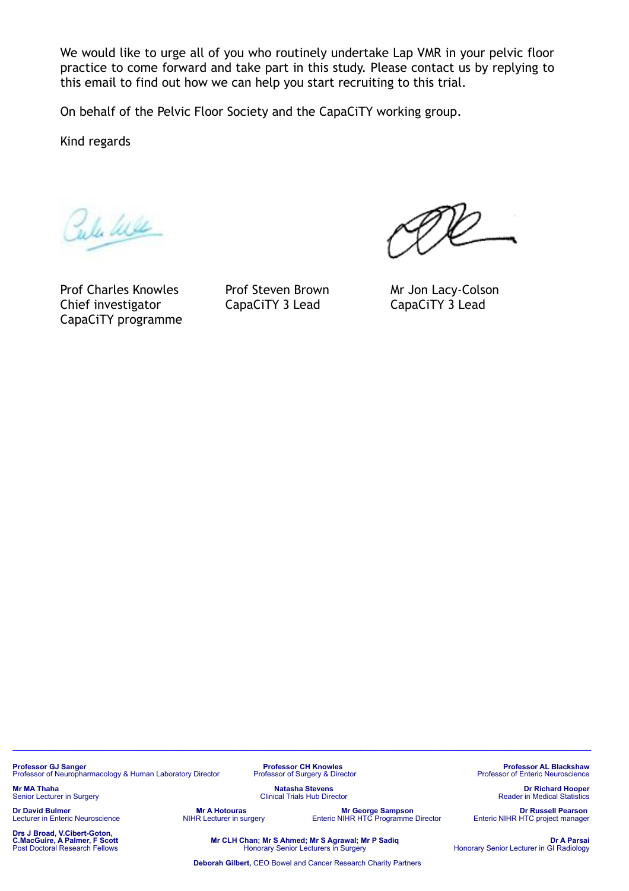We would like to urge all of you who routinely undertake Lap VMR in your pelvic floor practice to come forward and take part in this study. Please contact us by replying to this email to find out how we can help you start recruiting to this trial.

On behalf of the Pelvic Floor Society and the CapaCiTY working group.

Kind regards

Prof Charles Knowles
Chief investigator
CapaCiTY programme

Prof Steven Brown
CapaCiTY 3 Lead

Mr Jon Lacy-Colson
CapaCiTY 3 Lead

---

**Professor GJ Sanger**
Professor of Neuropharmacology & Human Laboratory Director

**Professor CH Knowles**
Professor of Surgery & Director

**Professor AL Blackshaw**
Professor of Enteric Neuroscience

**Mr MA Thaha**
Senior Lecturer in Surgery

**Natasha Stevens**
Clinical Trials Hub Director

**Dr Richard Hooper**
Reader in Medical Statistics

**Dr David Bulmer**
Lecturer in Enteric Neuroscience

**Mr A Hotouras**
NIHR Lecturer in surgery

**Mr George Sampson**
Enteric NIHR HTC Programme Director

**Dr Russell Pearson**
Enteric NIHR HTC project manager

**Drs J Broad, V.Cibert-Goton, C.MacGuire, A Palmer, F Scott**
Post Doctoral Research Fellows

**Mr CLH Chan; Mr S Ahmed; Mr S Agrawal; Mr P Sadiq**
Honorary Senior Lecturers in Surgery

**Dr A Parsai**
Honorary Senior Lecturer in GI Radiology

**Deborah Gilbert,** CEO Bowel and Cancer Research Charity Partners